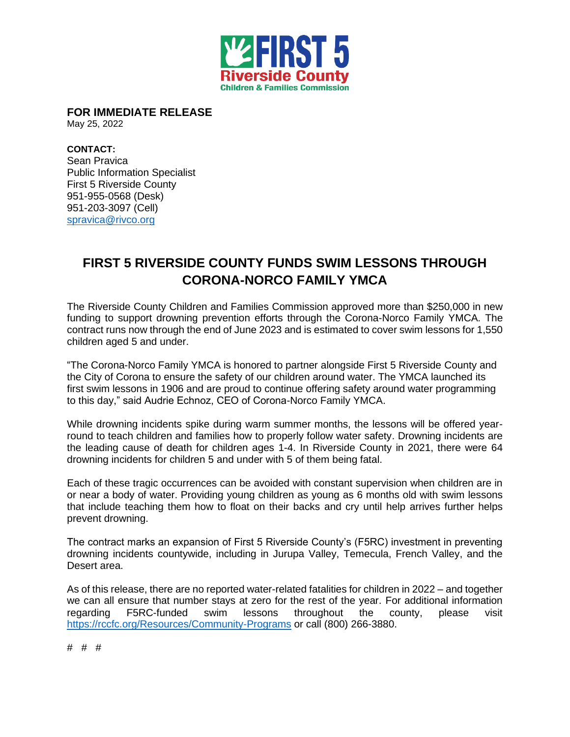FIRST 5
Riverside County
Children & Families Commission

**FOR IMMEDIATE RELEASE**
May 25, 2022

**CONTACT:**
Sean Pravica
Public Information Specialist
First 5 Riverside County
951-955-0568 (Desk)
951-203-3097 (Cell)
[spravica@rivco.org](mailto:spravica@rivco.org)

# FIRST 5 RIVERSIDE COUNTY FUNDS SWIM LESSONS THROUGH CORONA-NORCO FAMILY YMCA

The Riverside County Children and Families Commission approved more than $250,000 in new funding to support drowning prevention efforts through the Corona-Norco Family YMCA. The contract runs now through the end of June 2023 and is estimated to cover swim lessons for 1,550 children aged 5 and under.

"The Corona-Norco Family YMCA is honored to partner alongside First 5 Riverside County and the City of Corona to ensure the safety of our children around water. The YMCA launched its first swim lessons in 1906 and are proud to continue offering safety around water programming to this day," said Audrie Echnoz, CEO of Corona-Norco Family YMCA.

While drowning incidents spike during warm summer months, the lessons will be offered year-round to teach children and families how to properly follow water safety. Drowning incidents are the leading cause of death for children ages 1-4. In Riverside County in 2021, there were 64 drowning incidents for children 5 and under with 5 of them being fatal.

Each of these tragic occurrences can be avoided with constant supervision when children are in or near a body of water. Providing young children as young as 6 months old with swim lessons that include teaching them how to float on their backs and cry until help arrives further helps prevent drowning.

The contract marks an expansion of First 5 Riverside County's (F5RC) investment in preventing drowning incidents countywide, including in Jurupa Valley, Temecula, French Valley, and the Desert area.

As of this release, there are no reported water-related fatalities for children in 2022 – and together we can all ensure that number stays at zero for the rest of the year. For additional information regarding F5RC-funded swim lessons throughout the county, please visit [https://rccfc.org/Resources/Community-Programs](https://rccfc.org/Resources/Community-Programs) or call (800) 266-3880.

# # #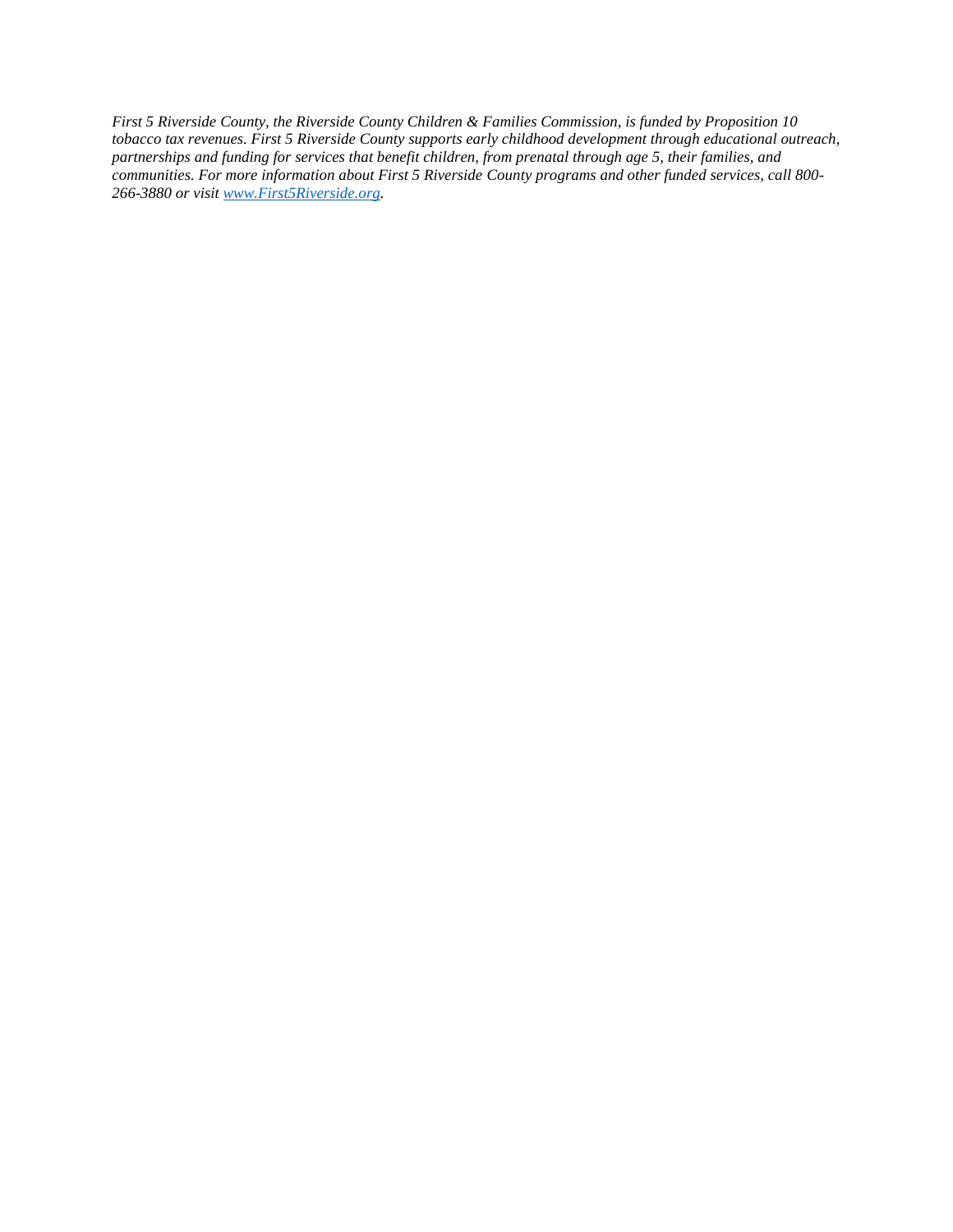*First 5 Riverside County, the Riverside County Children & Families Commission, is funded by Proposition 10 tobacco tax revenues. First 5 Riverside County supports early childhood development through educational outreach, partnerships and funding for services that benefit children, from prenatal through age 5, their families, and communities. For more information about First 5 Riverside County programs and other funded services, call 800-266-3880 or visit [www.First5Riverside.org](http://www.First5Riverside.org).*